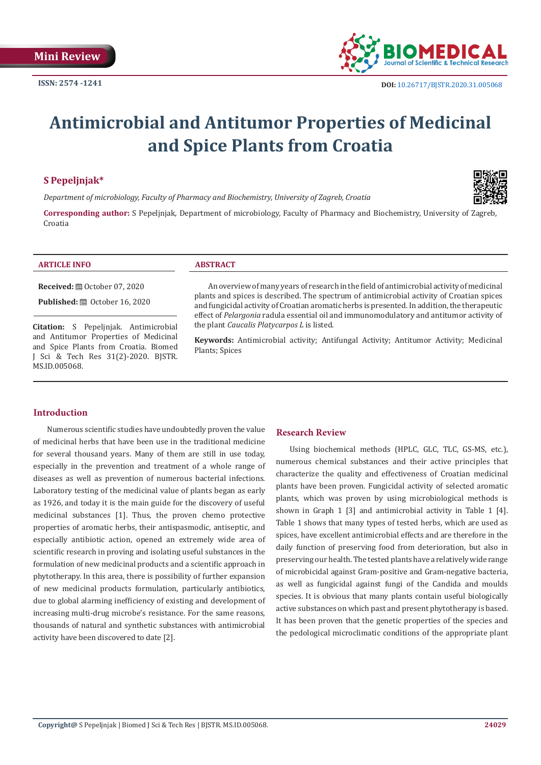Mini Review

ISSN: 2574 -1241

DOI: 10.26717/BJSTR.2020.31.005068

# Antimicrobial and Antitumor Properties of Medicinal and Spice Plants from Croatia

**S Pepeljnjak***

*Department of microbiology, Faculty of Pharmacy and Biochemistry, University of Zagreb, Croatia*

**Corresponding author:** S Pepeljnjak, Department of microbiology, Faculty of Pharmacy and Biochemistry, University of Zagreb, Croatia

**ARTICLE INFO**

**Received:** October 07, 2020

**Published:** October 16, 2020

**Citation:** S Pepeljnjak. Antimicrobial and Antitumor Properties of Medicinal and Spice Plants from Croatia. Biomed J Sci & Tech Res 31(2)-2020. BJSTR. MS.ID.005068.

**ABSTRACT**

An overview of many years of research in the field of antimicrobial activity of medicinal plants and spices is described. The spectrum of antimicrobial activity of Croatian spices and fungicidal activity of Croatian aromatic herbs is presented. In addition, the therapeutic effect of *Pelargonia* radula essential oil and immunomodulatory and antitumor activity of the plant *Caucalis Platycarpos L* is listed.

**Keywords:** Antimicrobial activity; Antifungal Activity; Antitumor Activity; Medicinal Plants; Spices

## Introduction

Numerous scientific studies have undoubtedly proven the value of medicinal herbs that have been use in the traditional medicine for several thousand years. Many of them are still in use today, especially in the prevention and treatment of a whole range of diseases as well as prevention of numerous bacterial infections. Laboratory testing of the medicinal value of plants began as early as 1926, and today it is the main guide for the discovery of useful medicinal substances [1]. Thus, the proven chemo protective properties of aromatic herbs, their antispasmodic, antiseptic, and especially antibiotic action, opened an extremely wide area of scientific research in proving and isolating useful substances in the formulation of new medicinal products and a scientific approach in phytotherapy. In this area, there is possibility of further expansion of new medicinal products formulation, particularly antibiotics, due to global alarming inefficiency of existing and development of increasing multi-drug microbe's resistance. For the same reasons, thousands of natural and synthetic substances with antimicrobial activity have been discovered to date [2].

## Research Review

Using biochemical methods (HPLC, GLC, TLC, GS-MS, etc.), numerous chemical substances and their active principles that characterize the quality and effectiveness of Croatian medicinal plants have been proven. Fungicidal activity of selected aromatic plants, which was proven by using microbiological methods is shown in Graph 1 [3] and antimicrobial activity in Table 1 [4]. Table 1 shows that many types of tested herbs, which are used as spices, have excellent antimicrobial effects and are therefore in the daily function of preserving food from deterioration, but also in preserving our health. The tested plants have a relatively wide range of microbicidal against Gram-positive and Gram-negative bacteria, as well as fungicidal against fungi of the Candida and moulds species. It is obvious that many plants contain useful biologically active substances on which past and present phytotherapy is based. It has been proven that the genetic properties of the species and the pedological microclimatic conditions of the appropriate plant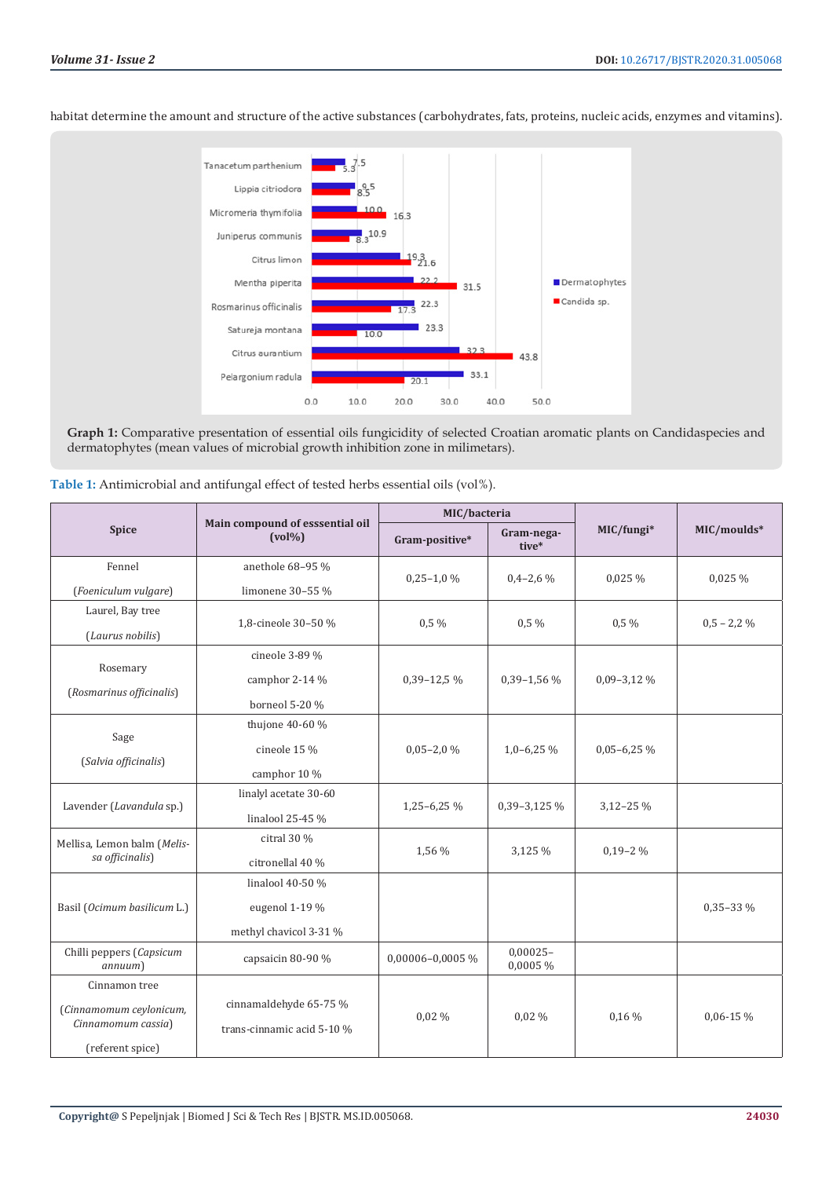habitat determine the amount and structure of the active substances (carbohydrates, fats, proteins, nucleic acids, enzymes and vitamins).

**Graph 1:** Comparative presentation of essential oils fungicidity of selected Croatian aromatic plants on Candidaspecies and dermatophytes (mean values of microbial growth inhibition zone in milimetars).

**Table 1:** Antimicrobial and antifungal effect of tested herbs essential oils (vol%).

| Spice | Main compound of esssential oil (vol%) | MIC/bacteria | | MIC/fungi* | MIC/moulds* |
|---|---|---|---|---|---|
| | | Gram-positive* | Gram-negative* | | |
| Fennel (*Foeniculum vulgare*) | anethole 68–95 % limonene 30–55 % | 0,25–1,0 % | 0,4–2,6 % | 0,025 % | 0,025 % |
| Laurel, Bay tree (*Laurus nobilis*) | 1,8-cineole 30–50 % | 0,5 % | 0,5 % | 0,5 % | 0,5 – 2,2 % |
| Rosemary (*Rosmarinus officinalis*) | cineole 3-89 % camphor 2-14 % borneol 5-20 % | 0,39–12,5 % | 0,39–1,56 % | 0,09–3,12 % | |
| Sage (*Salvia officinalis*) | thujone 40-60 % cineole 15 % camphor 10 % | 0,05–2,0 % | 1,0–6,25 % | 0,05–6,25 % | |
| Lavender (*Lavandula* sp.) | linalyl acetate 30-60 linalool 25-45 % | 1,25–6,25 % | 0,39–3,125 % | 3,12–25 % | |
| Mellisa, Lemon balm (*Melissa officinalis*) | citral 30 % citronellal 40 % | 1,56 % | 3,125 % | 0,19–2 % | |
| Basil (*Ocimum basilicum* L.) | linalool 40-50 % eugenol 1-19 % methyl chavicol 3-31 % | | | | 0,35–33 % |
| Chilli peppers (*Capsicum annuum*) | capsaicin 80-90 % | 0,00006–0,0005 % | 0,00025–0,0005 % | | |
| Cinnamon tree (*Cinnamomum ceylonicum, Cinnamomum cassia*) (referent spice) | cinnamaldehyde 65-75 % trans-cinnamic acid 5-10 % | 0,02 % | 0,02 % | 0,16 % | 0,06-15 % |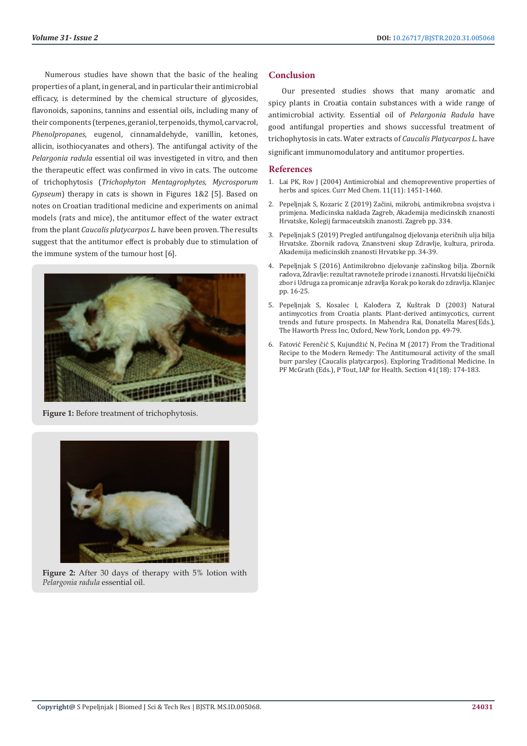Numerous studies have shown that the basic of the healing properties of a plant, in general, and in particular their antimicrobial efficacy, is determined by the chemical structure of glycosides, flavonoids, saponins, tannins and essential oils, including many of their components (terpenes, geraniol, terpenoids, thymol, carvacrol, *Phenolpropanes*, eugenol, cinnamaldehyde, vanillin, ketones, allicin, isothiocyanates and others). The antifungal activity of the *Pelargonia radula* essential oil was investigeted in vitro, and then the therapeutic effect was confirmed in vivo in cats. The outcome of trichophytosis (*Trichophyton Mentagrophytes, Mycrosporum Gypseum*) therapy in cats is shown in Figures 1&2 [5]. Based on notes on Croatian traditional medicine and experiments on animal models (rats and mice), the antitumor effect of the water extract from the plant *Caucalis platycarpos L.* have been proven. The results suggest that the antitumor effect is probably due to stimulation of the immune system of the tumour host [6].

**Figure 1:** Before treatment of trichophytosis.

**Figure 2:** After 30 days of therapy with 5% lotion with *Pelargonia radula* essential oil.

## Conclusion

Our presented studies shows that many aromatic and spicy plants in Croatia contain substances with a wide range of antimicrobial activity. Essential oil of *Pelargonia Radula* have good antifungal properties and shows successful treatment of trichophytosis in cats. Water extracts of *Caucalis Platycarpos L.* have significant immunomodulatory and antitumor properties.

## References

1. Lai PK, Rov J (2004) Antimicrobial and chemopreventive properties of herbs and spices. Curr Med Chem. 11(11): 1451-1460.
2. Pepeljnjak S, Kozaric Z (2019) Začini, mikrobi, antimikrobna svojstva i primjena. Medicinska naklada Zagreb, Akademija medicinskih znanosti Hrvatske, Kolegij farmaceutskih znanosti. Zagreb pp. 334.
3. Pepeljnjak S (2019) Pregled antifungalnog djelovanja eteričnih ulja bilja Hrvatske. Zbornik radova, Znanstveni skup Zdravlje, kultura, priroda. Akademija medicinskih znanosti Hrvatske pp. 34-39.
4. Pepeljnjak S (2016) Antimikrobno djelovanje začinskog bilja. Zbornik radova, Zdravlje: rezultat ravnoteže prirode i znanosti. Hrvatski liječnički zbor i Udruga za promicanje zdravlja Korak po korak do zdravlja. Klanjec pp. 16-25.
5. Pepeljnjak S, Kosalec I, Kalođera Z, Kuštrak D (2003) Natural antimycotics from Croatia plants. Plant-derived antimycotics, current trends and future prospects. In Mahendra Rai, Donatella Mares(Eds.), The Haworth Press Inc, Oxford, New York, London pp. 49-79.
6. Fatović Ferenčić S, Kujundžić N, Pećina M (2017) From the Traditional Recipe to the Modern Remedy: The Antitumoural activity of the small burr parsley (Caucalis platycarpos). Exploring Traditional Medicine. In PF McGrath (Eds.), P Tout, IAP for Health. Section 41(18): 174-183.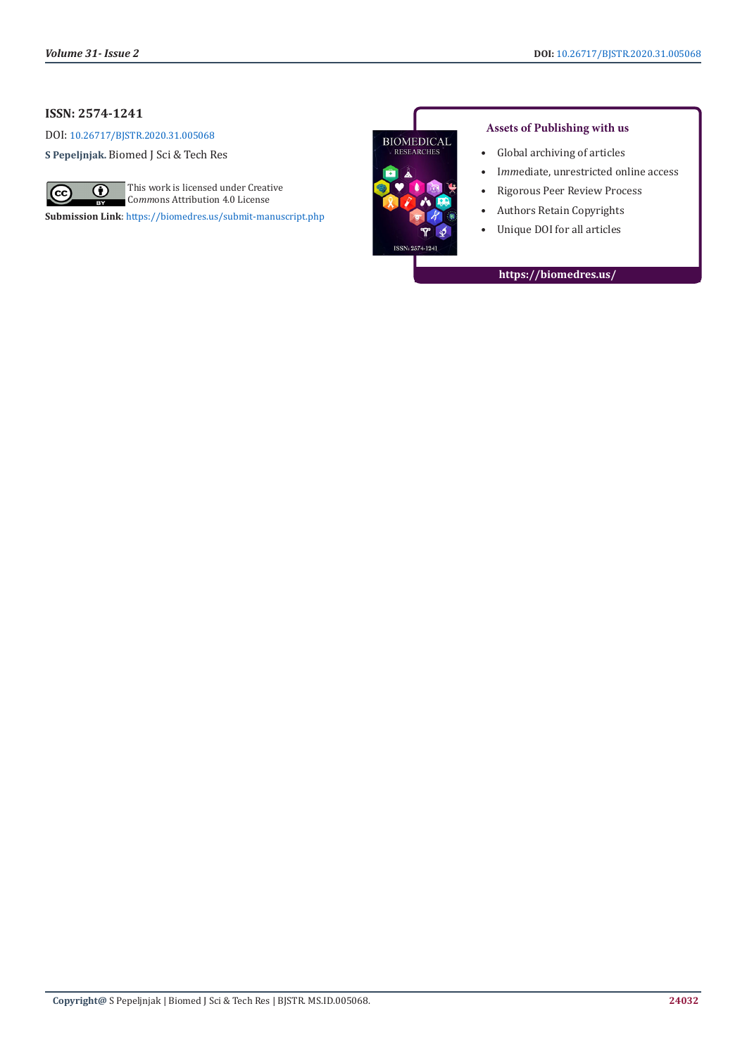**ISSN: 2574-1241**

DOI: 10.26717/BJSTR.2020.31.005068

**S Pepeljnjak.** Biomed J Sci & Tech Res

This work is licensed under Creative Commons Attribution 4.0 License

**Submission Link**: https://biomedres.us/submit-manuscript.php

BIOMEDICAL RESEARCHES

ISSN: 2574-1241

### Assets of Publishing with us

- Global archiving of articles
- Immediate, unrestricted online access
- Rigorous Peer Review Process
- Authors Retain Copyrights
- Unique DOI for all articles

**https://biomedres.us/**